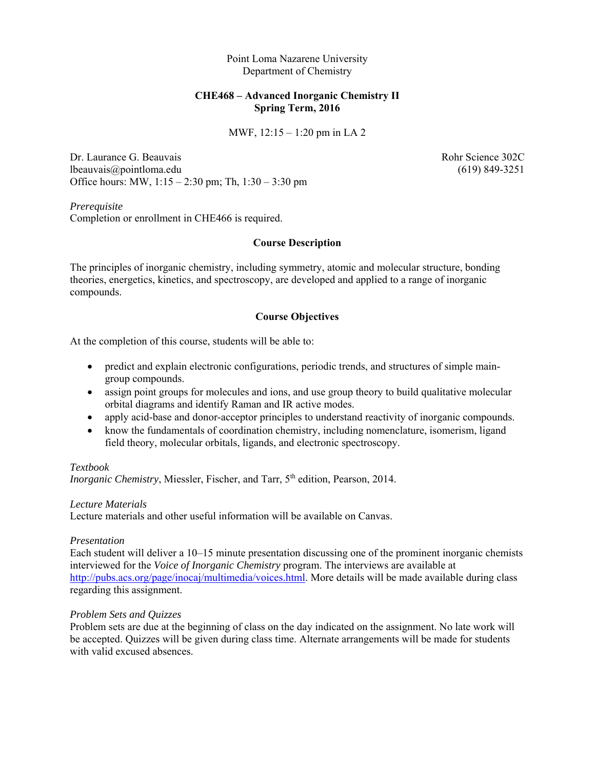Point Loma Nazarene University
Department of Chemistry

# CHE468 – Advanced Inorganic Chemistry II
## Spring Term, 2016

MWF, 12:15 – 1:20 pm in LA 2

Dr. Laurance G. Beauvais
lbeauvais@pointloma.edu
Office hours: MW, 1:15 – 2:30 pm; Th, 1:30 – 3:30 pm

Rohr Science 302C
(619) 849-3251

*Prerequisite*
Completion or enrollment in CHE466 is required.

## Course Description

The principles of inorganic chemistry, including symmetry, atomic and molecular structure, bonding theories, energetics, kinetics, and spectroscopy, are developed and applied to a range of inorganic compounds.

## Course Objectives

At the completion of this course, students will be able to:

- predict and explain electronic configurations, periodic trends, and structures of simple main-group compounds.
- assign point groups for molecules and ions, and use group theory to build qualitative molecular orbital diagrams and identify Raman and IR active modes.
- apply acid-base and donor-acceptor principles to understand reactivity of inorganic compounds.
- know the fundamentals of coordination chemistry, including nomenclature, isomerism, ligand field theory, molecular orbitals, ligands, and electronic spectroscopy.

*Textbook*
*Inorganic Chemistry*, Miessler, Fischer, and Tarr, 5th edition, Pearson, 2014.

*Lecture Materials*
Lecture materials and other useful information will be available on Canvas.

*Presentation*
Each student will deliver a 10–15 minute presentation discussing one of the prominent inorganic chemists interviewed for the *Voice of Inorganic Chemistry* program. The interviews are available at http://pubs.acs.org/page/inocaj/multimedia/voices.html. More details will be made available during class regarding this assignment.

*Problem Sets and Quizzes*
Problem sets are due at the beginning of class on the day indicated on the assignment. No late work will be accepted. Quizzes will be given during class time. Alternate arrangements will be made for students with valid excused absences.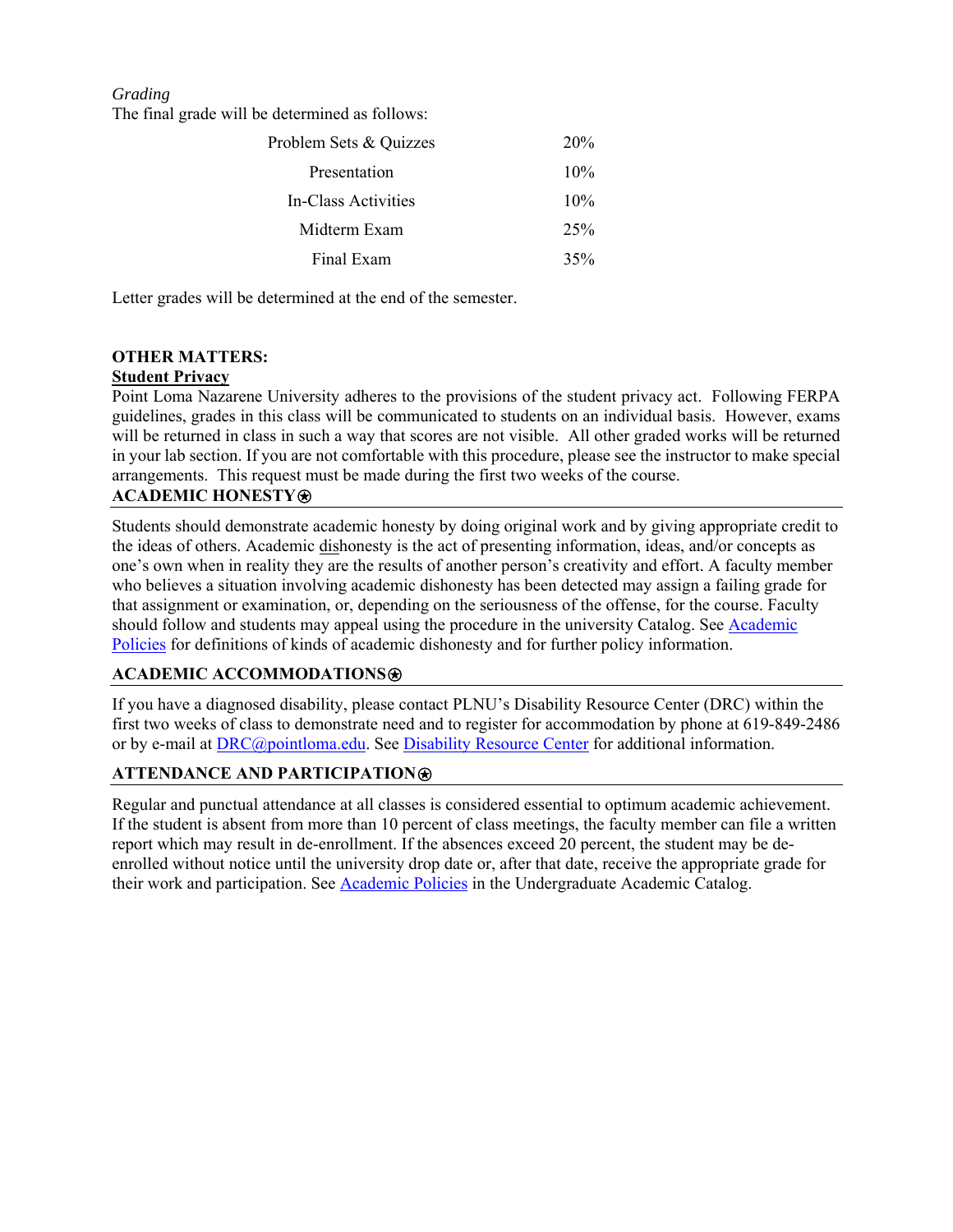*Grading*

The final grade will be determined as follows:

| Component | Weight |
|---|---|
| Problem Sets & Quizzes | 20% |
| Presentation | 10% |
| In-Class Activities | 10% |
| Midterm Exam | 25% |
| Final Exam | 35% |

Letter grades will be determined at the end of the semester.

**OTHER MATTERS:**

**<u>Student Privacy</u>**

Point Loma Nazarene University adheres to the provisions of the student privacy act. Following FERPA guidelines, grades in this class will be communicated to students on an individual basis. However, exams will be returned in class in such a way that scores are not visible. All other graded works will be returned in your lab section. If you are not comfortable with this procedure, please see the instructor to make special arrangements. This request must be made during the first two weeks of the course.

## ACADEMIC HONESTY⍟

Students should demonstrate academic honesty by doing original work and by giving appropriate credit to the ideas of others. Academic <u>dis</u>honesty is the act of presenting information, ideas, and/or concepts as one's own when in reality they are the results of another person's creativity and effort. A faculty member who believes a situation involving academic dishonesty has been detected may assign a failing grade for that assignment or examination, or, depending on the seriousness of the offense, for the course. Faculty should follow and students may appeal using the procedure in the university Catalog. See Academic Policies for definitions of kinds of academic dishonesty and for further policy information.

## ACADEMIC ACCOMMODATIONS⍟

If you have a diagnosed disability, please contact PLNU's Disability Resource Center (DRC) within the first two weeks of class to demonstrate need and to register for accommodation by phone at 619-849-2486 or by e-mail at DRC@pointloma.edu. See Disability Resource Center for additional information.

## ATTENDANCE AND PARTICIPATION⍟

Regular and punctual attendance at all classes is considered essential to optimum academic achievement. If the student is absent from more than 10 percent of class meetings, the faculty member can file a written report which may result in de-enrollment. If the absences exceed 20 percent, the student may be de-enrolled without notice until the university drop date or, after that date, receive the appropriate grade for their work and participation. See Academic Policies in the Undergraduate Academic Catalog.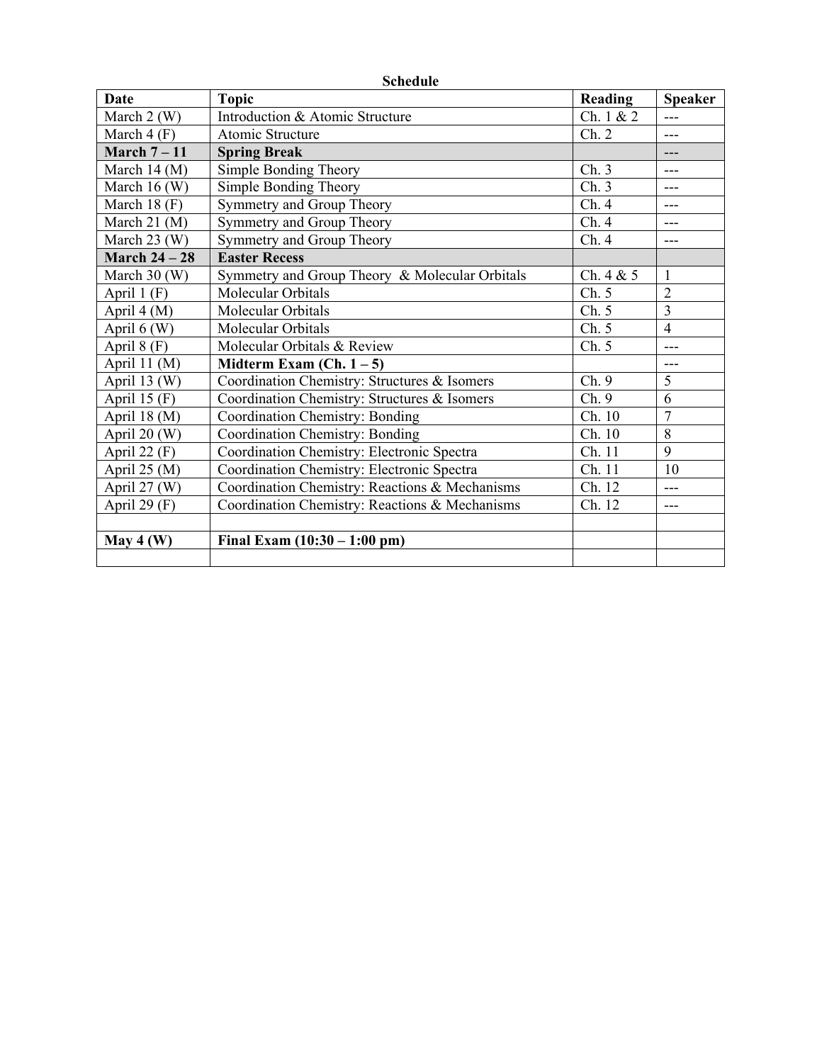**Schedule**

| Date | Topic | Reading | Speaker |
| --- | --- | --- | --- |
| March 2 (W) | Introduction & Atomic Structure | Ch. 1 & 2 | --- |
| March 4 (F) | Atomic Structure | Ch. 2 | --- |
| **March 7 – 11** | **Spring Break** | | --- |
| March 14 (M) | Simple Bonding Theory | Ch. 3 | --- |
| March 16 (W) | Simple Bonding Theory | Ch. 3 | --- |
| March 18 (F) | Symmetry and Group Theory | Ch. 4 | --- |
| March 21 (M) | Symmetry and Group Theory | Ch. 4 | --- |
| March 23 (W) | Symmetry and Group Theory | Ch. 4 | --- |
| **March 24 – 28** | **Easter Recess** | | |
| March 30 (W) | Symmetry and Group Theory & Molecular Orbitals | Ch. 4 & 5 | 1 |
| April 1 (F) | Molecular Orbitals | Ch. 5 | 2 |
| April 4 (M) | Molecular Orbitals | Ch. 5 | 3 |
| April 6 (W) | Molecular Orbitals | Ch. 5 | 4 |
| April 8 (F) | Molecular Orbitals & Review | Ch. 5 | --- |
| April 11 (M) | **Midterm Exam (Ch. 1 – 5)** | | --- |
| April 13 (W) | Coordination Chemistry: Structures & Isomers | Ch. 9 | 5 |
| April 15 (F) | Coordination Chemistry: Structures & Isomers | Ch. 9 | 6 |
| April 18 (M) | Coordination Chemistry: Bonding | Ch. 10 | 7 |
| April 20 (W) | Coordination Chemistry: Bonding | Ch. 10 | 8 |
| April 22 (F) | Coordination Chemistry: Electronic Spectra | Ch. 11 | 9 |
| April 25 (M) | Coordination Chemistry: Electronic Spectra | Ch. 11 | 10 |
| April 27 (W) | Coordination Chemistry: Reactions & Mechanisms | Ch. 12 | --- |
| April 29 (F) | Coordination Chemistry: Reactions & Mechanisms | Ch. 12 | --- |
| | | | |
| **May 4 (W)** | **Final Exam (10:30 – 1:00 pm)** | | |
| | | | |